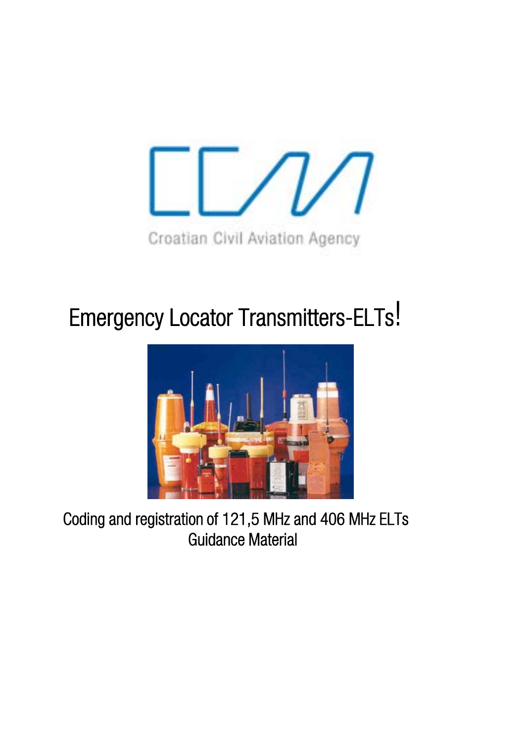Croatian Civil Aviation Agency

# Emergency Locator Transmitters-ELTs!

Coding and registration of 121,5 MHz and 406 MHz ELTs
Guidance Material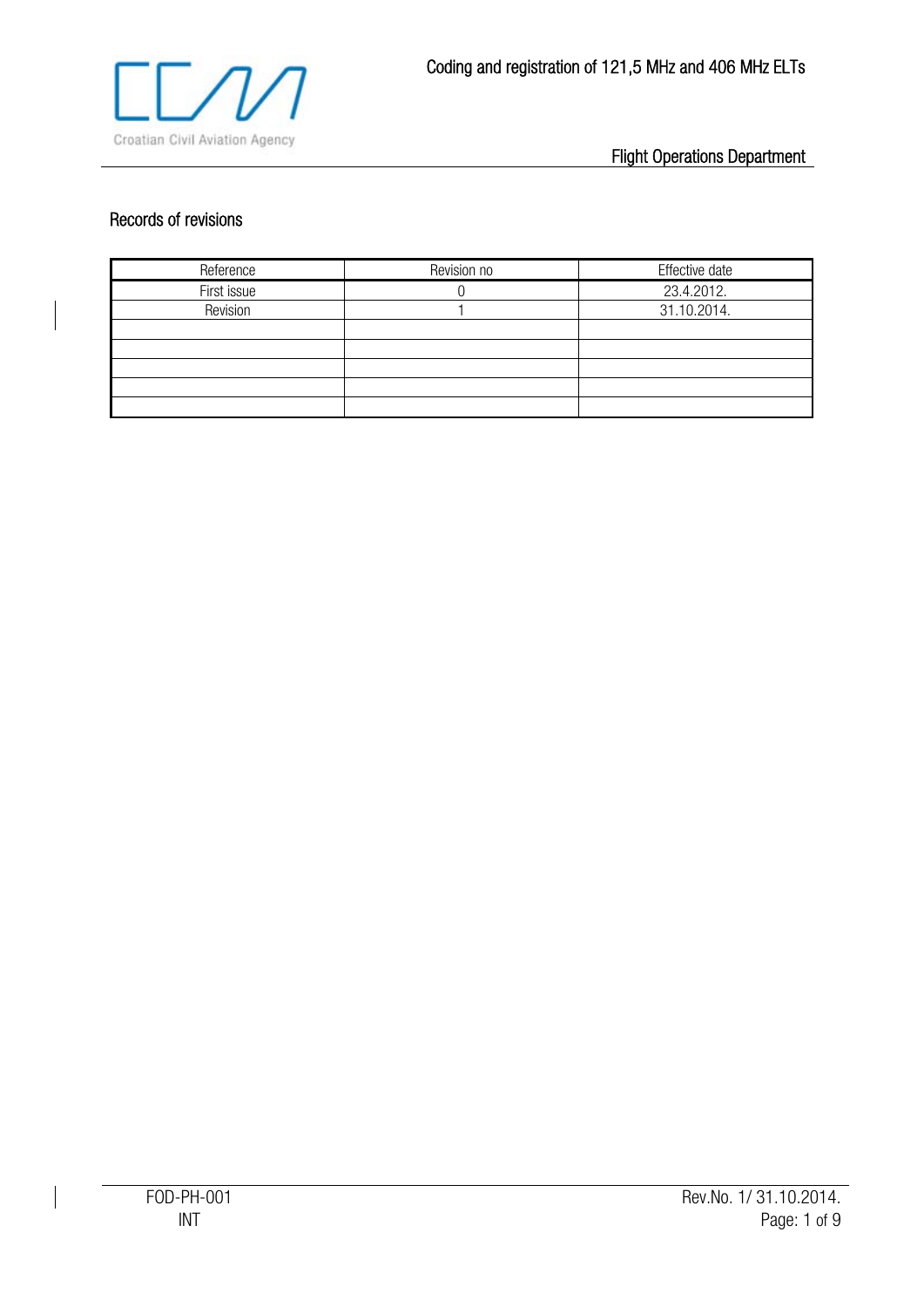## Records of revisions

| Reference | Revision no | Effective date |
|---|---|---|
| First issue | 0 | 23.4.2012. |
| Revision | 1 | 31.10.2014. |
| | | |
| | | |
| | | |
| | | |
| | | |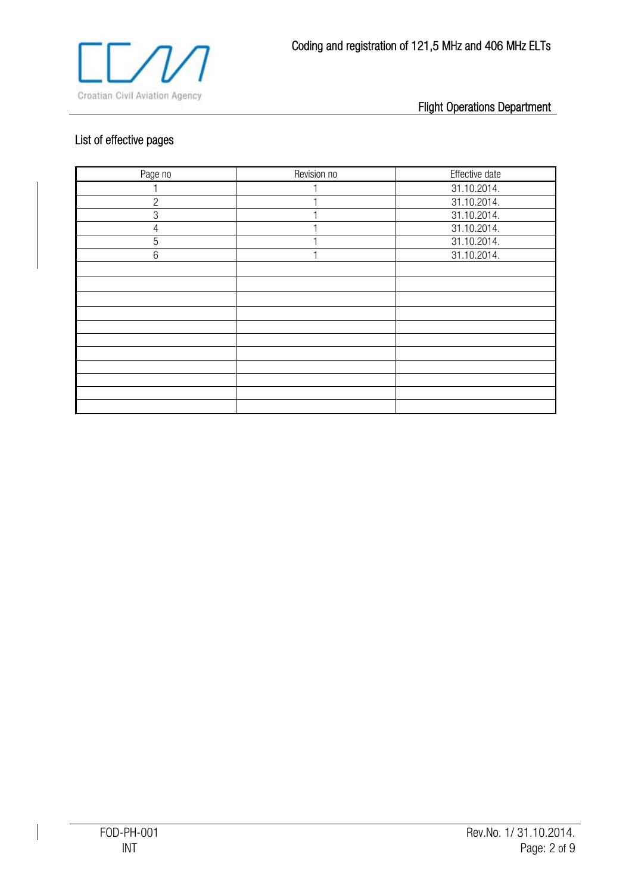## List of effective pages

| Page no | Revision no | Effective date |
|---|---|---|
| 1 | 1 | 31.10.2014. |
| 2 | 1 | 31.10.2014. |
| 3 | 1 | 31.10.2014. |
| 4 | 1 | 31.10.2014. |
| 5 | 1 | 31.10.2014. |
| 6 | 1 | 31.10.2014. |
| | | |
| | | |
| | | |
| | | |
| | | |
| | | |
| | | |
| | | |
| | | |
| | | |
| | | |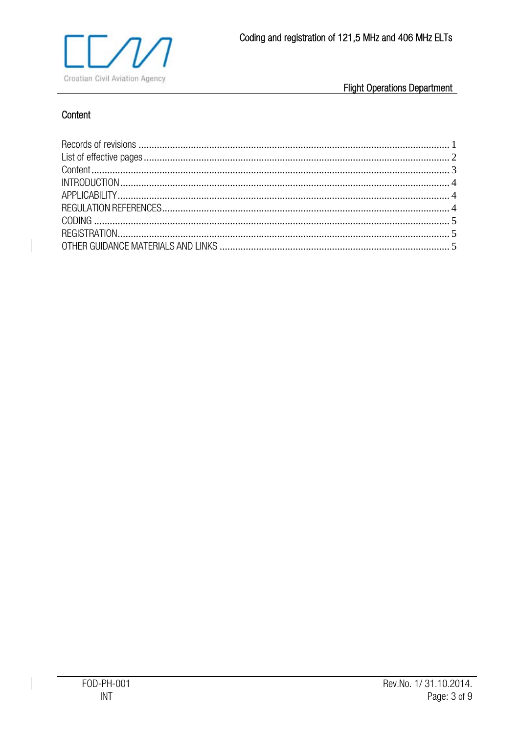## Content

| | |
|---|---|
| Records of revisions | 1 |
| List of effective pages | 2 |
| Content | 3 |
| INTRODUCTION | 4 |
| APPLICABILITY | 4 |
| REGULATION REFERENCES | 4 |
| CODING | 5 |
| REGISTRATION | 5 |
| OTHER GUIDANCE MATERIALS AND LINKS | 5 |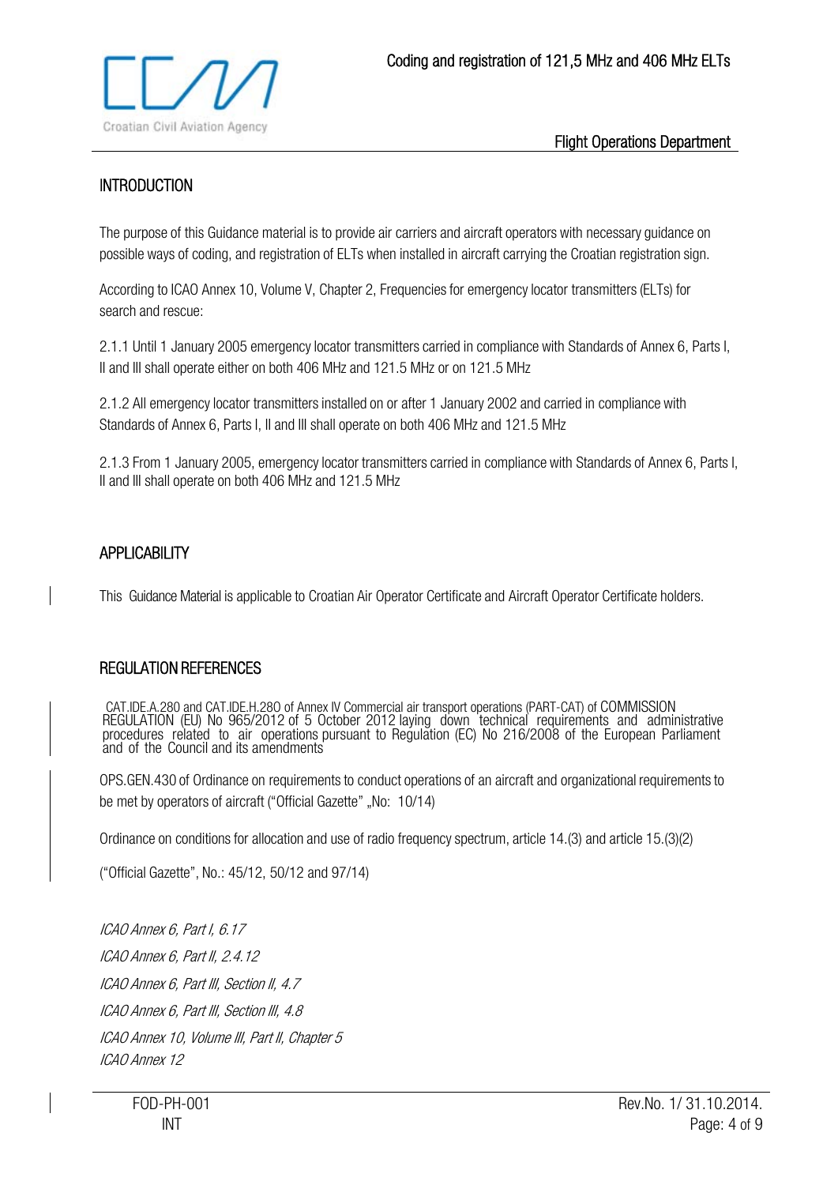## INTRODUCTION

The purpose of this Guidance material is to provide air carriers and aircraft operators with necessary guidance on possible ways of coding, and registration of ELTs when installed in aircraft carrying the Croatian registration sign.

According to ICAO Annex 10, Volume V, Chapter 2, Frequencies for emergency locator transmitters (ELTs) for search and rescue:

2.1.1 Until 1 January 2005 emergency locator transmitters carried in compliance with Standards of Annex 6, Parts I, II and III shall operate either on both 406 MHz and 121.5 MHz or on 121.5 MHz

2.1.2 All emergency locator transmitters installed on or after 1 January 2002 and carried in compliance with Standards of Annex 6, Parts I, II and III shall operate on both 406 MHz and 121.5 MHz

2.1.3 From 1 January 2005, emergency locator transmitters carried in compliance with Standards of Annex 6, Parts I, II and III shall operate on both 406 MHz and 121.5 MHz

## APPLICABILITY

This Guidance Material is applicable to Croatian Air Operator Certificate and Aircraft Operator Certificate holders.

## REGULATION REFERENCES

CAT.IDE.A.280 and CAT.IDE.H.280 of Annex IV Commercial air transport operations (PART-CAT) of COMMISSION REGULATION (EU) No 965/2012 of 5 October 2012 laying down technical requirements and administrative procedures related to air operations pursuant to Regulation (EC) No 216/2008 of the European Parliament and of the Council and its amendments

OPS.GEN.430 of Ordinance on requirements to conduct operations of an aircraft and organizational requirements to be met by operators of aircraft ("Official Gazette" „No: 10/14)

Ordinance on conditions for allocation and use of radio frequency spectrum, article 14.(3) and article 15.(3)(2)

("Official Gazette", No.: 45/12, 50/12 and 97/14)

*ICAO Annex 6, Part I, 6.17*

*ICAO Annex 6, Part II, 2.4.12*

*ICAO Annex 6, Part III, Section II, 4.7*

*ICAO Annex 6, Part III, Section III, 4.8*

*ICAO Annex 10, Volume III, Part II, Chapter 5*

*ICAO Annex 12*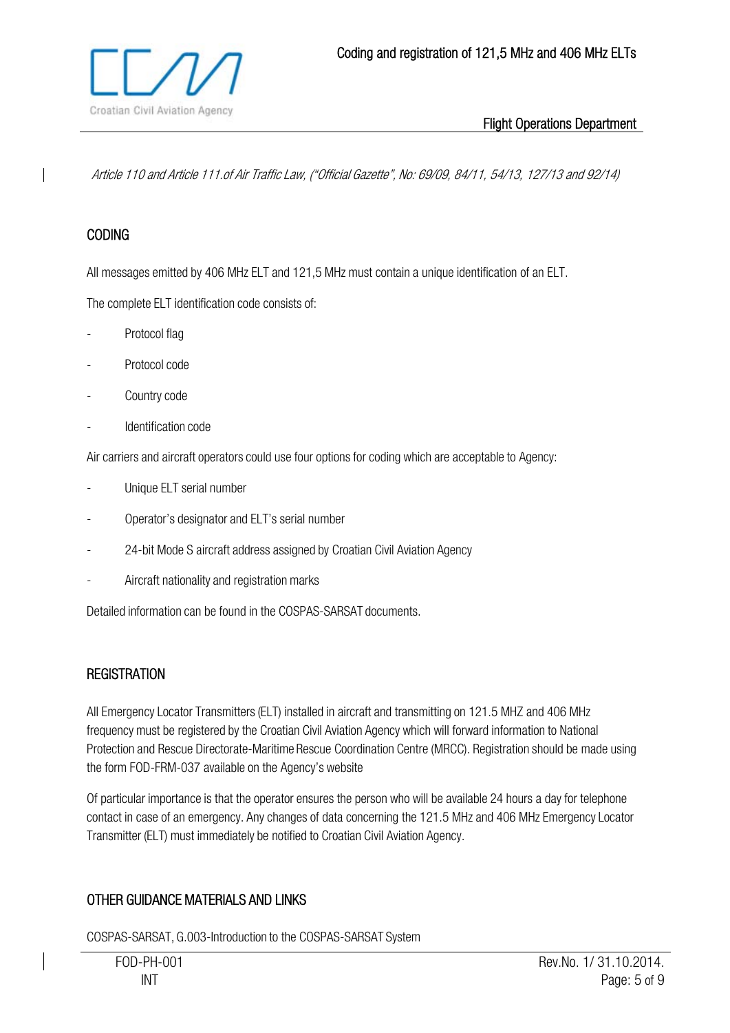*Article 110 and Article 111.of Air Traffic Law, ("Official Gazette", No: 69/09, 84/11, 54/13, 127/13 and 92/14)*

## CODING

All messages emitted by 406 MHz ELT and 121,5 MHz must contain a unique identification of an ELT.

The complete ELT identification code consists of:

- Protocol flag
- Protocol code
- Country code
- Identification code

Air carriers and aircraft operators could use four options for coding which are acceptable to Agency:

- Unique ELT serial number
- Operator's designator and ELT's serial number
- 24-bit Mode S aircraft address assigned by Croatian Civil Aviation Agency
- Aircraft nationality and registration marks

Detailed information can be found in the COSPAS-SARSAT documents.

## REGISTRATION

All Emergency Locator Transmitters (ELT) installed in aircraft and transmitting on 121.5 MHZ and 406 MHz frequency must be registered by the Croatian Civil Aviation Agency which will forward information to National Protection and Rescue Directorate-Maritime Rescue Coordination Centre (MRCC). Registration should be made using the form FOD-FRM-037 available on the Agency's website

Of particular importance is that the operator ensures the person who will be available 24 hours a day for telephone contact in case of an emergency. Any changes of data concerning the 121.5 MHz and 406 MHz Emergency Locator Transmitter (ELT) must immediately be notified to Croatian Civil Aviation Agency.

## OTHER GUIDANCE MATERIALS AND LINKS

COSPAS-SARSAT, G.003-Introduction to the COSPAS-SARSAT System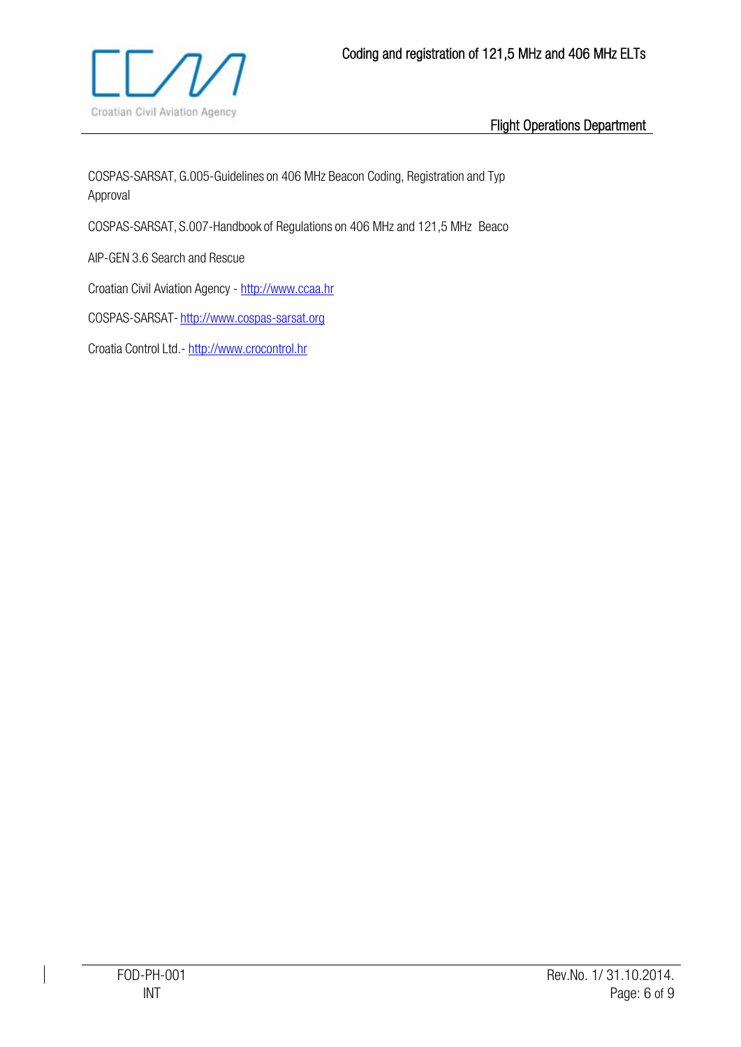COSPAS-SARSAT, G.005-Guidelines on 406 MHz Beacon Coding, Registration and Typ Approval

COSPAS-SARSAT, S.007-Handbook of Regulations on 406 MHz and 121,5 MHz  Beaco

AIP-GEN 3.6 Search and Rescue

Croatian Civil Aviation Agency - http://www.ccaa.hr

COSPAS-SARSAT- http://www.cospas-sarsat.org

Croatia Control Ltd.- http://www.crocontrol.hr